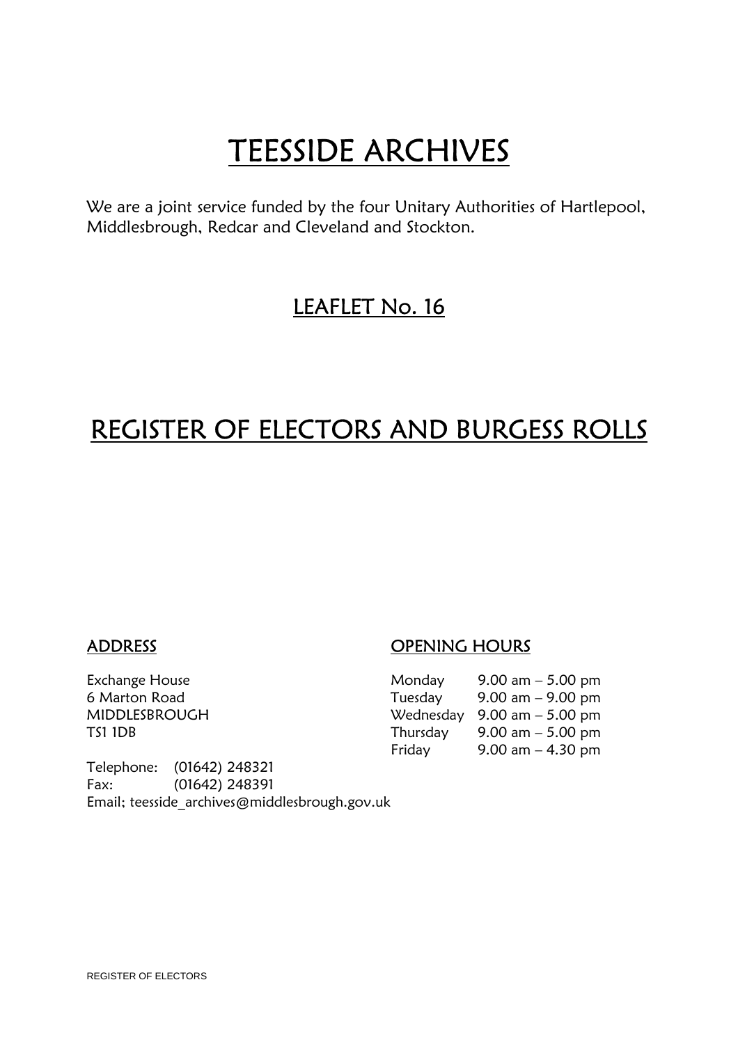# TEESSIDE ARCHIVES

We are a joint service funded by the four Unitary Authorities of Hartlepool, Middlesbrough, Redcar and Cleveland and Stockton.

## LEAFLET No. 16

# REGISTER OF ELECTORS AND BURGESS ROLLS

### ADDRESS

Exchange House
6 Marton Road
MIDDLESBROUGH
TS1 1DB

Telephone: (01642) 248321
Fax: (01642) 248391
Email; teesside_archives@middlesbrough.gov.uk

### OPENING HOURS

| | |
|---|---|
| Monday | 9.00 am – 5.00 pm |
| Tuesday | 9.00 am – 9.00 pm |
| Wednesday | 9.00 am – 5.00 pm |
| Thursday | 9.00 am – 5.00 pm |
| Friday | 9.00 am – 4.30 pm |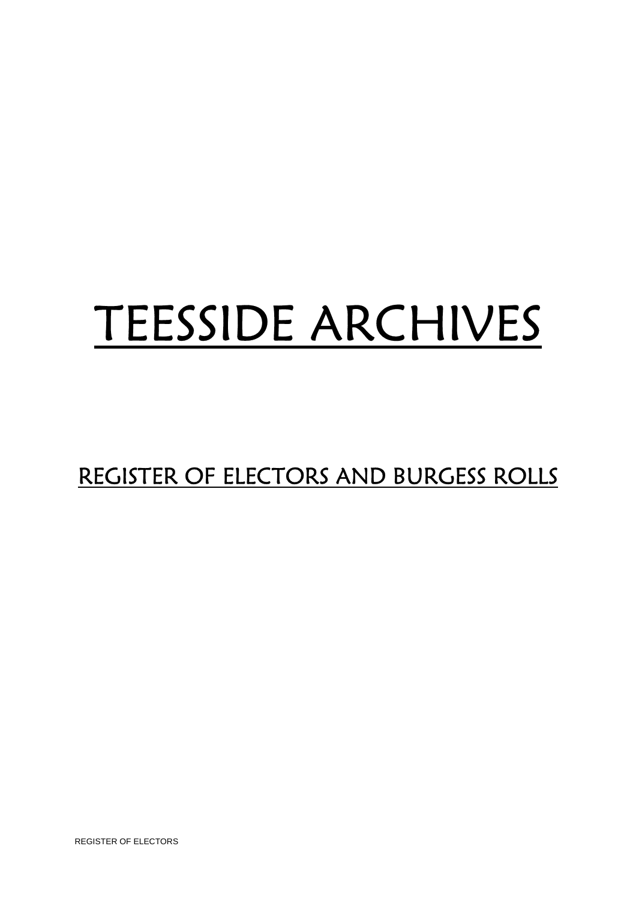# TEESSIDE ARCHIVES

## REGISTER OF ELECTORS AND BURGESS ROLLS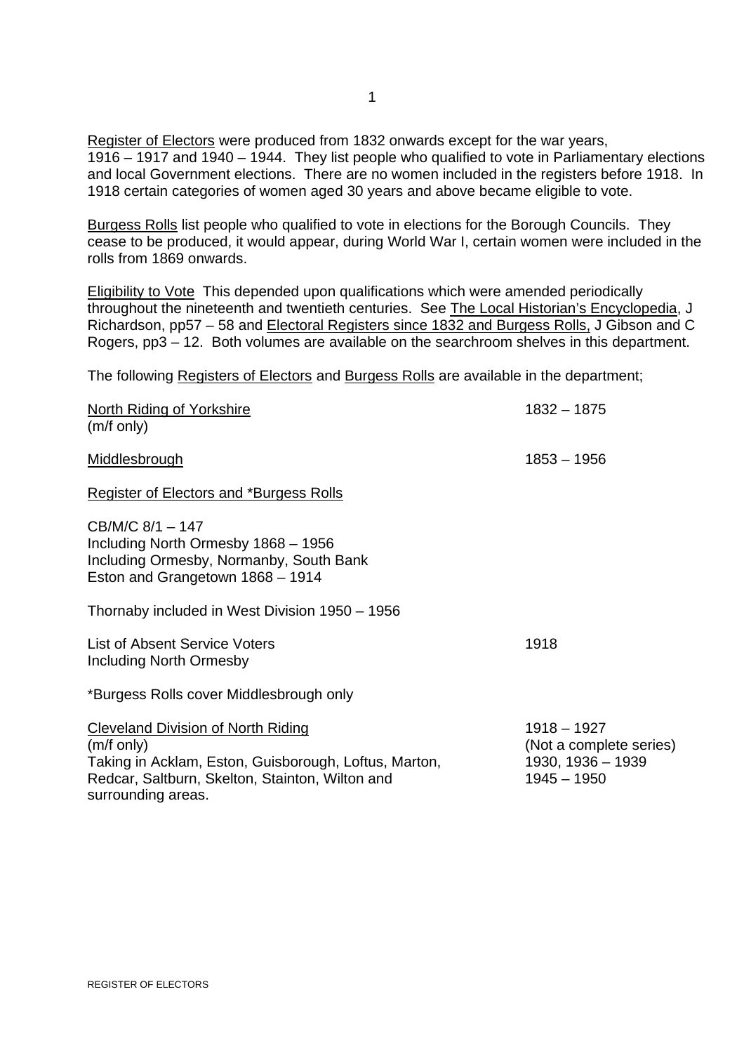Register of Electors were produced from 1832 onwards except for the war years, 1916 – 1917 and 1940 – 1944. They list people who qualified to vote in Parliamentary elections and local Government elections. There are no women included in the registers before 1918. In 1918 certain categories of women aged 30 years and above became eligible to vote.

Burgess Rolls list people who qualified to vote in elections for the Borough Councils. They cease to be produced, it would appear, during World War I, certain women were included in the rolls from 1869 onwards.

Eligibility to Vote This depended upon qualifications which were amended periodically throughout the nineteenth and twentieth centuries. See The Local Historian's Encyclopedia, J Richardson, pp57 – 58 and Electoral Registers since 1832 and Burgess Rolls, J Gibson and C Rogers, pp3 – 12. Both volumes are available on the searchroom shelves in this department.

The following Registers of Electors and Burgess Rolls are available in the department;

| | |
|---|---|
| North Riding of Yorkshire<br>(m/f only) | 1832 – 1875 |
| Middlesbrough | 1853 – 1956 |

Register of Electors and *Burgess Rolls

CB/M/C 8/1 – 147
Including North Ormesby 1868 – 1956
Including Ormesby, Normanby, South Bank
Eston and Grangetown 1868 – 1914

Thornaby included in West Division 1950 – 1956

| | |
|---|---|
| List of Absent Service Voters<br>Including North Ormesby | 1918 |

*Burgess Rolls cover Middlesbrough only

| | |
|---|---|
| Cleveland Division of North Riding<br>(m/f only)<br>Taking in Acklam, Eston, Guisborough, Loftus, Marton, Redcar, Saltburn, Skelton, Stainton, Wilton and surrounding areas. | 1918 – 1927<br>(Not a complete series)<br>1930, 1936 – 1939<br>1945 – 1950 |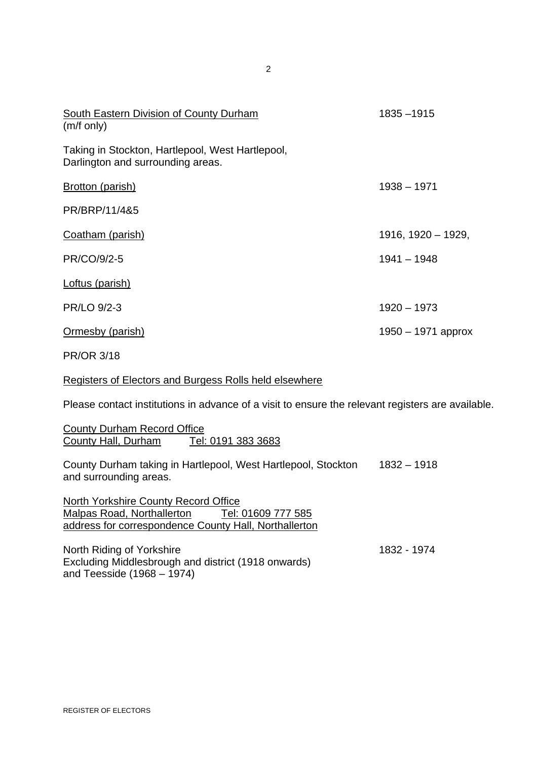South Eastern Division of County Durham (m/f only) — 1835 –1915

Taking in Stockton, Hartlepool, West Hartlepool, Darlington and surrounding areas.

Brotton (parish) — 1938 – 1971

PR/BRP/11/4&5

Coatham (parish) — 1916, 1920 – 1929,

PR/CO/9/2-5 — 1941 – 1948

Loftus (parish)

PR/LO 9/2-3 — 1920 – 1973

Ormesby (parish) — 1950 – 1971 approx

PR/OR 3/18

## Registers of Electors and Burgess Rolls held elsewhere

Please contact institutions in advance of a visit to ensure the relevant registers are available.

County Durham Record Office
County Hall, Durham    Tel: 0191 383 3683

County Durham taking in Hartlepool, West Hartlepool, Stockton and surrounding areas. — 1832 – 1918

North Yorkshire County Record Office
Malpas Road, Northallerton    Tel: 01609 777 585
address for correspondence County Hall, Northallerton

North Riding of Yorkshire — 1832 - 1974
Excluding Middlesbrough and district (1918 onwards) and Teesside (1968 – 1974)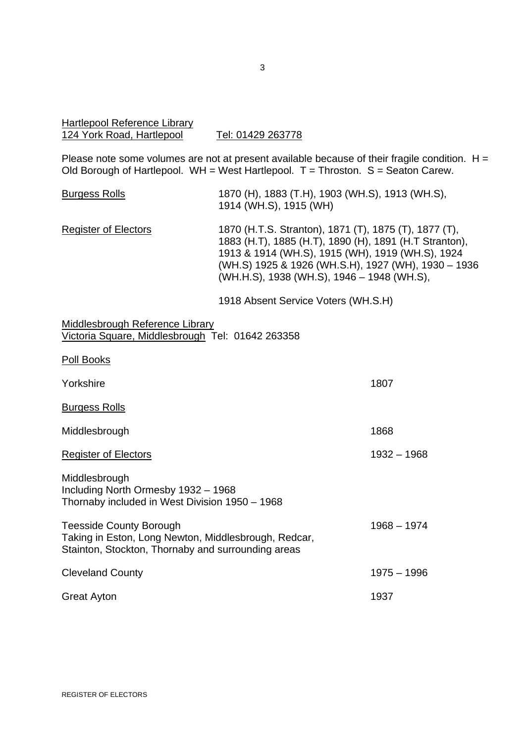Hartlepool Reference Library
124 York Road, Hartlepool Tel: 01429 263778

Please note some volumes are not at present available because of their fragile condition. H = Old Borough of Hartlepool. WH = West Hartlepool. T = Throston. S = Seaton Carew.

| | |
|---|---|
| Burgess Rolls | 1870 (H), 1883 (T.H), 1903 (WH.S), 1913 (WH.S), 1914 (WH.S), 1915 (WH) |
| Register of Electors | 1870 (H.T.S. Stranton), 1871 (T), 1875 (T), 1877 (T), 1883 (H.T), 1885 (H.T), 1890 (H), 1891 (H.T Stranton), 1913 & 1914 (WH.S), 1915 (WH), 1919 (WH.S), 1924 (WH.S) 1925 & 1926 (WH.S.H), 1927 (WH), 1930 – 1936 (WH.H.S), 1938 (WH.S), 1946 – 1948 (WH.S), |
| | 1918 Absent Service Voters (WH.S.H) |

Middlesbrough Reference Library
Victoria Square, Middlesbrough Tel: 01642 263358

Poll Books

| | |
|---|---|
| Yorkshire | 1807 |

Burgess Rolls

| | |
|---|---|
| Middlesbrough | 1868 |
| Register of Electors | 1932 – 1968 |
| Middlesbrough<br>Including North Ormesby 1932 – 1968<br>Thornaby included in West Division 1950 – 1968 | |
| Teesside County Borough<br>Taking in Eston, Long Newton, Middlesbrough, Redcar, Stainton, Stockton, Thornaby and surrounding areas | 1968 – 1974 |
| Cleveland County | 1975 – 1996 |
| Great Ayton | 1937 |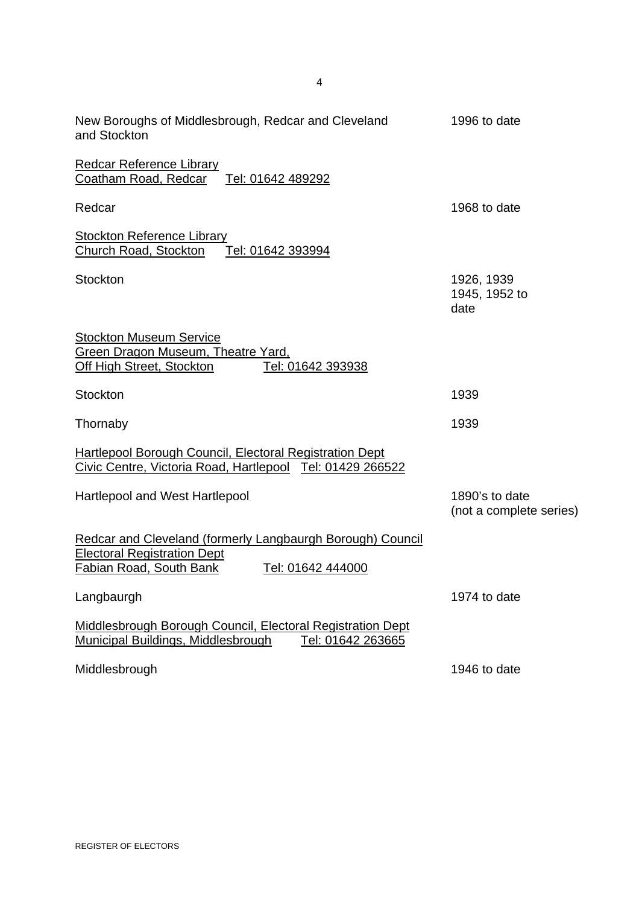| | |
|---|---|
| New Boroughs of Middlesbrough, Redcar and Cleveland and Stockton | 1996 to date |

<u>Redcar Reference Library</u>
<u>Coatham Road, Redcar</u>   <u>Tel: 01642 489292</u>

| | |
|---|---|
| Redcar | 1968 to date |

<u>Stockton Reference Library</u>
<u>Church Road, Stockton</u>   <u>Tel: 01642 393994</u>

| | |
|---|---|
| Stockton | 1926, 1939<br>1945, 1952 to date |

<u>Stockton Museum Service</u>
<u>Green Dragon Museum, Theatre Yard,</u>
<u>Off High Street, Stockton</u>   <u>Tel: 01642 393938</u>

| | |
|---|---|
| Stockton | 1939 |
| Thornaby | 1939 |

<u>Hartlepool Borough Council, Electoral Registration Dept</u>
<u>Civic Centre, Victoria Road, Hartlepool</u>   <u>Tel: 01429 266522</u>

| | |
|---|---|
| Hartlepool and West Hartlepool | 1890's to date<br>(not a complete series) |

<u>Redcar and Cleveland (formerly Langbaurgh Borough) Council</u>
<u>Electoral Registration Dept</u>
<u>Fabian Road, South Bank</u>   <u>Tel: 01642 444000</u>

| | |
|---|---|
| Langbaurgh | 1974 to date |

<u>Middlesbrough Borough Council, Electoral Registration Dept</u>
<u>Municipal Buildings, Middlesbrough</u>   <u>Tel: 01642 263665</u>

| | |
|---|---|
| Middlesbrough | 1946 to date |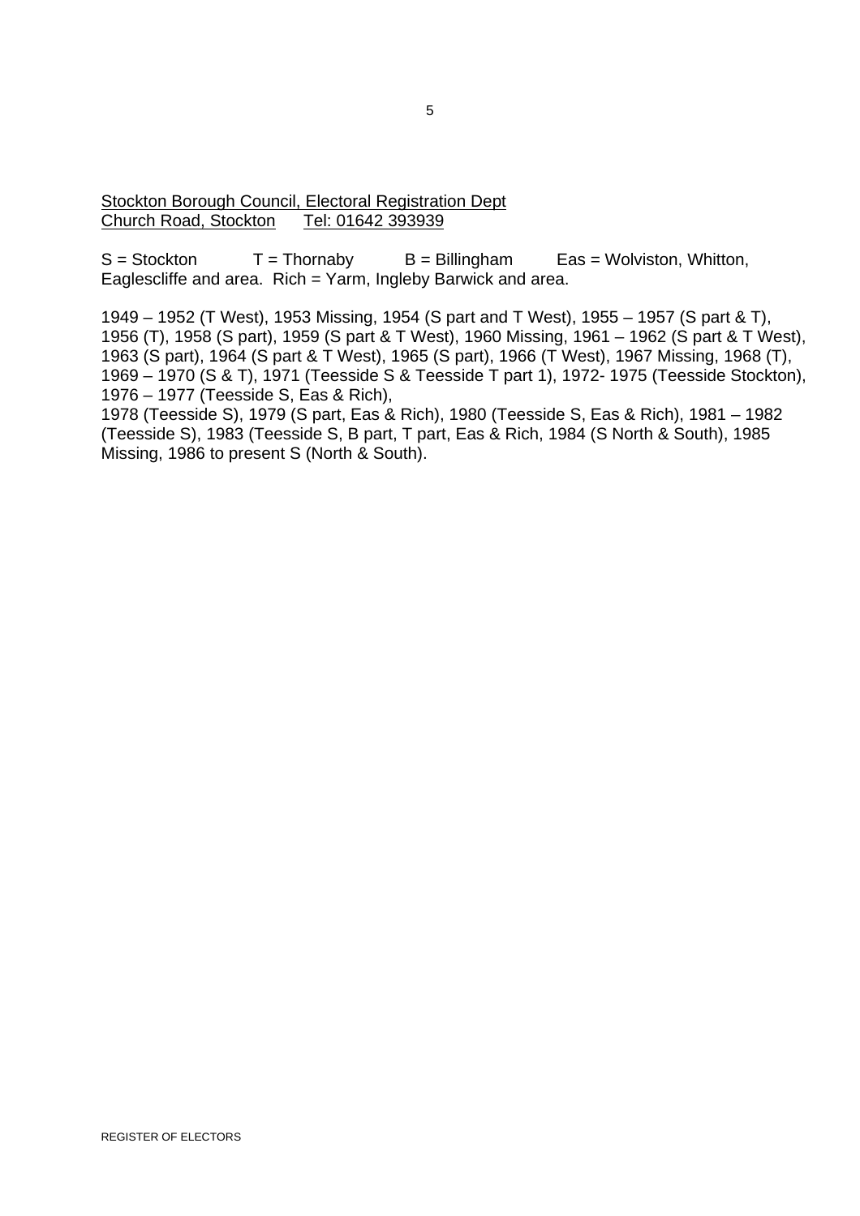Stockton Borough Council, Electoral Registration Dept
Church Road, Stockton  Tel: 01642 393939

S = Stockton  T = Thornaby  B = Billingham  Eas = Wolviston, Whitton, Eaglescliffe and area. Rich = Yarm, Ingleby Barwick and area.

1949 – 1952 (T West), 1953 Missing, 1954 (S part and T West), 1955 – 1957 (S part & T), 1956 (T), 1958 (S part), 1959 (S part & T West), 1960 Missing, 1961 – 1962 (S part & T West), 1963 (S part), 1964 (S part & T West), 1965 (S part), 1966 (T West), 1967 Missing, 1968 (T), 1969 – 1970 (S & T), 1971 (Teesside S & Teesside T part 1), 1972- 1975 (Teesside Stockton), 1976 – 1977 (Teesside S, Eas & Rich),
1978 (Teesside S), 1979 (S part, Eas & Rich), 1980 (Teesside S, Eas & Rich), 1981 – 1982 (Teesside S), 1983 (Teesside S, B part, T part, Eas & Rich, 1984 (S North & South), 1985 Missing, 1986 to present S (North & South).